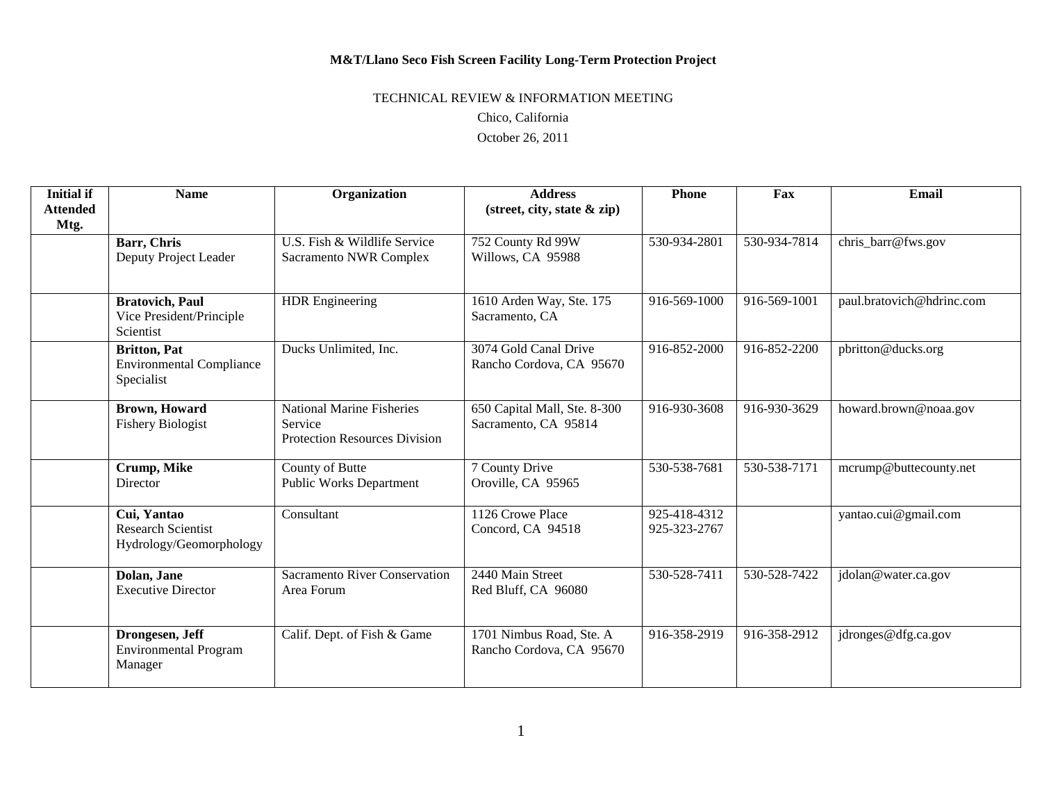**M&T/Llano Seco Fish Screen Facility Long-Term Protection Project**

TECHNICAL REVIEW & INFORMATION MEETING

Chico, California

October 26, 2011

| Initial if Attended Mtg. | Name | Organization | Address (street, city, state & zip) | Phone | Fax | Email |
|---|---|---|---|---|---|---|
| | **Barr, Chris** Deputy Project Leader | U.S. Fish & Wildlife Service Sacramento NWR Complex | 752 County Rd 99W Willows, CA 95988 | 530-934-2801 | 530-934-7814 | chris_barr@fws.gov |
| | **Bratovich, Paul** Vice President/Principle Scientist | HDR Engineering | 1610 Arden Way, Ste. 175 Sacramento, CA | 916-569-1000 | 916-569-1001 | paul.bratovich@hdrinc.com |
| | **Britton, Pat** Environmental Compliance Specialist | Ducks Unlimited, Inc. | 3074 Gold Canal Drive Rancho Cordova, CA 95670 | 916-852-2000 | 916-852-2200 | pbritton@ducks.org |
| | **Brown, Howard** Fishery Biologist | National Marine Fisheries Service Protection Resources Division | 650 Capital Mall, Ste. 8-300 Sacramento, CA 95814 | 916-930-3608 | 916-930-3629 | howard.brown@noaa.gov |
| | **Crump, Mike** Director | County of Butte Public Works Department | 7 County Drive Oroville, CA 95965 | 530-538-7681 | 530-538-7171 | mcrump@buttecounty.net |
| | **Cui, Yantao** Research Scientist Hydrology/Geomorphology | Consultant | 1126 Crowe Place Concord, CA 94518 | 925-418-4312 925-323-2767 | | yantao.cui@gmail.com |
| | **Dolan, Jane** Executive Director | Sacramento River Conservation Area Forum | 2440 Main Street Red Bluff, CA 96080 | 530-528-7411 | 530-528-7422 | jdolan@water.ca.gov |
| | **Drongesen, Jeff** Environmental Program Manager | Calif. Dept. of Fish & Game | 1701 Nimbus Road, Ste. A Rancho Cordova, CA 95670 | 916-358-2919 | 916-358-2912 | jdronges@dfg.ca.gov |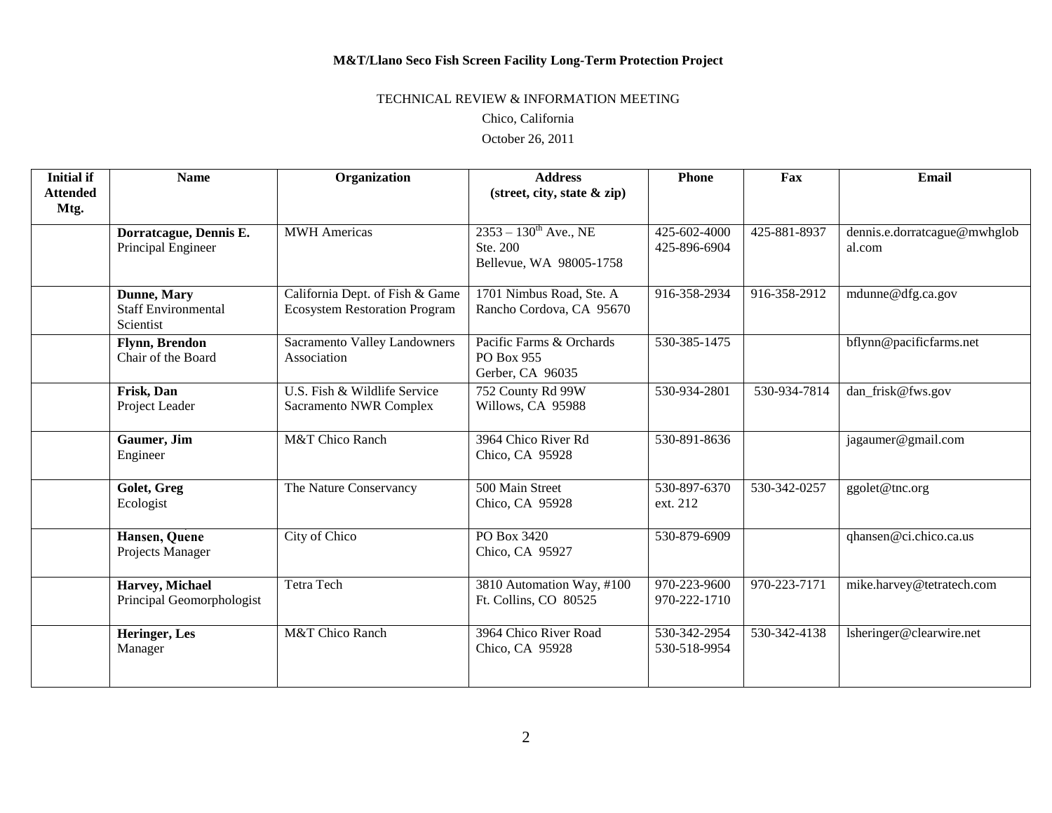**M&T/Llano Seco Fish Screen Facility Long-Term Protection Project**

TECHNICAL REVIEW & INFORMATION MEETING

Chico, California

October 26, 2011

| Initial if Attended Mtg. | Name | Organization | Address (street, city, state & zip) | Phone | Fax | Email |
|---|---|---|---|---|---|---|
| | **Dorratcague, Dennis E.** Principal Engineer | MWH Americas | 2353 – 130th Ave., NE Ste. 200 Bellevue, WA 98005-1758 | 425-602-4000 425-896-6904 | 425-881-8937 | dennis.e.dorratcague@mwhglobal.com |
| | **Dunne, Mary** Staff Environmental Scientist | California Dept. of Fish & Game Ecosystem Restoration Program | 1701 Nimbus Road, Ste. A Rancho Cordova, CA 95670 | 916-358-2934 | 916-358-2912 | mdunne@dfg.ca.gov |
| | **Flynn, Brendon** Chair of the Board | Sacramento Valley Landowners Association | Pacific Farms & Orchards PO Box 955 Gerber, CA 96035 | 530-385-1475 | | bflynn@pacificfarms.net |
| | **Frisk, Dan** Project Leader | U.S. Fish & Wildlife Service Sacramento NWR Complex | 752 County Rd 99W Willows, CA 95988 | 530-934-2801 | 530-934-7814 | dan_frisk@fws.gov |
| | **Gaumer, Jim** Engineer | M&T Chico Ranch | 3964 Chico River Rd Chico, CA 95928 | 530-891-8636 | | jagaumer@gmail.com |
| | **Golet, Greg** Ecologist | The Nature Conservancy | 500 Main Street Chico, CA 95928 | 530-897-6370 ext. 212 | 530-342-0257 | ggolet@tnc.org |
| | **Hansen, Quene** Projects Manager | City of Chico | PO Box 3420 Chico, CA 95927 | 530-879-6909 | | qhansen@ci.chico.ca.us |
| | **Harvey, Michael** Principal Geomorphologist | Tetra Tech | 3810 Automation Way, #100 Ft. Collins, CO 80525 | 970-223-9600 970-222-1710 | 970-223-7171 | mike.harvey@tetratech.com |
| | **Heringer, Les** Manager | M&T Chico Ranch | 3964 Chico River Road Chico, CA 95928 | 530-342-2954 530-518-9954 | 530-342-4138 | lsheringer@clearwire.net |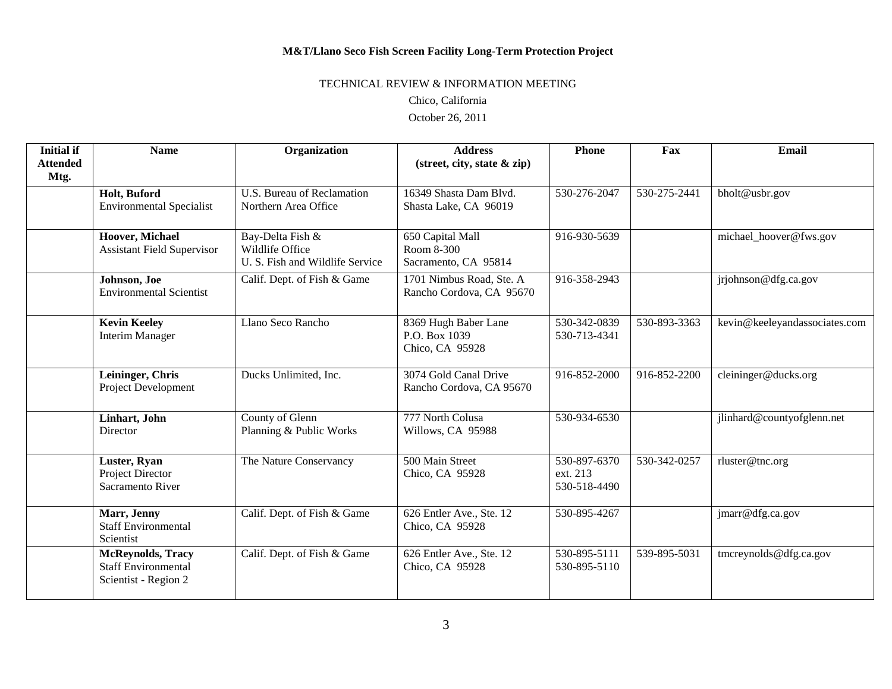**M&T/Llano Seco Fish Screen Facility Long-Term Protection Project**

TECHNICAL REVIEW & INFORMATION MEETING

Chico, California

October 26, 2011

| Initial if Attended Mtg. | Name | Organization | Address (street, city, state & zip) | Phone | Fax | Email |
|---|---|---|---|---|---|---|
| | **Holt, Buford** Environmental Specialist | U.S. Bureau of Reclamation Northern Area Office | 16349 Shasta Dam Blvd. Shasta Lake, CA 96019 | 530-276-2047 | 530-275-2441 | bholt@usbr.gov |
| | **Hoover, Michael** Assistant Field Supervisor | Bay-Delta Fish & Wildlife Office U. S. Fish and Wildlife Service | 650 Capital Mall Room 8-300 Sacramento, CA 95814 | 916-930-5639 | | michael_hoover@fws.gov |
| | **Johnson, Joe** Environmental Scientist | Calif. Dept. of Fish & Game | 1701 Nimbus Road, Ste. A Rancho Cordova, CA 95670 | 916-358-2943 | | jrjohnson@dfg.ca.gov |
| | **Kevin Keeley** Interim Manager | Llano Seco Rancho | 8369 Hugh Baber Lane P.O. Box 1039 Chico, CA 95928 | 530-342-0839 530-713-4341 | 530-893-3363 | kevin@keeleyandassociates.com |
| | **Leininger, Chris** Project Development | Ducks Unlimited, Inc. | 3074 Gold Canal Drive Rancho Cordova, CA 95670 | 916-852-2000 | 916-852-2200 | cleininger@ducks.org |
| | **Linhart, John** Director | County of Glenn Planning & Public Works | 777 North Colusa Willows, CA 95988 | 530-934-6530 | | jlinhard@countyofglenn.net |
| | **Luster, Ryan** Project Director Sacramento River | The Nature Conservancy | 500 Main Street Chico, CA 95928 | 530-897-6370 ext. 213 530-518-4490 | 530-342-0257 | rluster@tnc.org |
| | **Marr, Jenny** Staff Environmental Scientist | Calif. Dept. of Fish & Game | 626 Entler Ave., Ste. 12 Chico, CA 95928 | 530-895-4267 | | jmarr@dfg.ca.gov |
| | **McReynolds, Tracy** Staff Environmental Scientist - Region 2 | Calif. Dept. of Fish & Game | 626 Entler Ave., Ste. 12 Chico, CA 95928 | 530-895-5111 530-895-5110 | 539-895-5031 | tmcreynolds@dfg.ca.gov |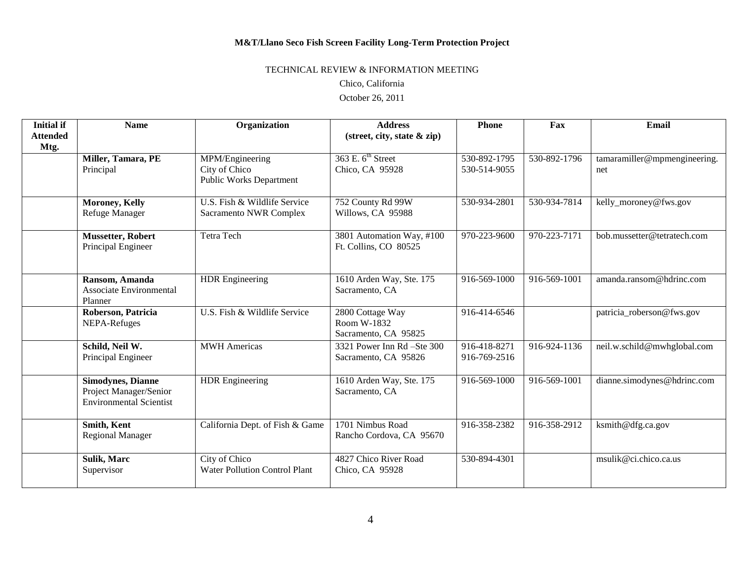**M&T/Llano Seco Fish Screen Facility Long-Term Protection Project**

TECHNICAL REVIEW & INFORMATION MEETING

Chico, California

October 26, 2011

| Initial if Attended Mtg. | Name | Organization | Address (street, city, state & zip) | Phone | Fax | Email |
|---|---|---|---|---|---|---|
| | **Miller, Tamara, PE** Principal | MPM/Engineering City of Chico Public Works Department | 363 E. 6th Street Chico, CA 95928 | 530-892-1795 530-514-9055 | 530-892-1796 | tamaramiller@mpmengineering.net |
| | **Moroney, Kelly** Refuge Manager | U.S. Fish & Wildlife Service Sacramento NWR Complex | 752 County Rd 99W Willows, CA 95988 | 530-934-2801 | 530-934-7814 | kelly_moroney@fws.gov |
| | **Mussetter, Robert** Principal Engineer | Tetra Tech | 3801 Automation Way, #100 Ft. Collins, CO 80525 | 970-223-9600 | 970-223-7171 | bob.mussetter@tetratech.com |
| | **Ransom, Amanda** Associate Environmental Planner | HDR Engineering | 1610 Arden Way, Ste. 175 Sacramento, CA | 916-569-1000 | 916-569-1001 | amanda.ransom@hdrinc.com |
| | **Roberson, Patricia** NEPA-Refuges | U.S. Fish & Wildlife Service | 2800 Cottage Way Room W-1832 Sacramento, CA 95825 | 916-414-6546 | | patricia_roberson@fws.gov |
| | **Schild, Neil W.** Principal Engineer | MWH Americas | 3321 Power Inn Rd –Ste 300 Sacramento, CA 95826 | 916-418-8271 916-769-2516 | 916-924-1136 | neil.w.schild@mwhglobal.com |
| | **Simodynes, Dianne** Project Manager/Senior Environmental Scientist | HDR Engineering | 1610 Arden Way, Ste. 175 Sacramento, CA | 916-569-1000 | 916-569-1001 | dianne.simodynes@hdrinc.com |
| | **Smith, Kent** Regional Manager | California Dept. of Fish & Game | 1701 Nimbus Road Rancho Cordova, CA 95670 | 916-358-2382 | 916-358-2912 | ksmith@dfg.ca.gov |
| | **Sulik, Marc** Supervisor | City of Chico Water Pollution Control Plant | 4827 Chico River Road Chico, CA 95928 | 530-894-4301 | | msulik@ci.chico.ca.us |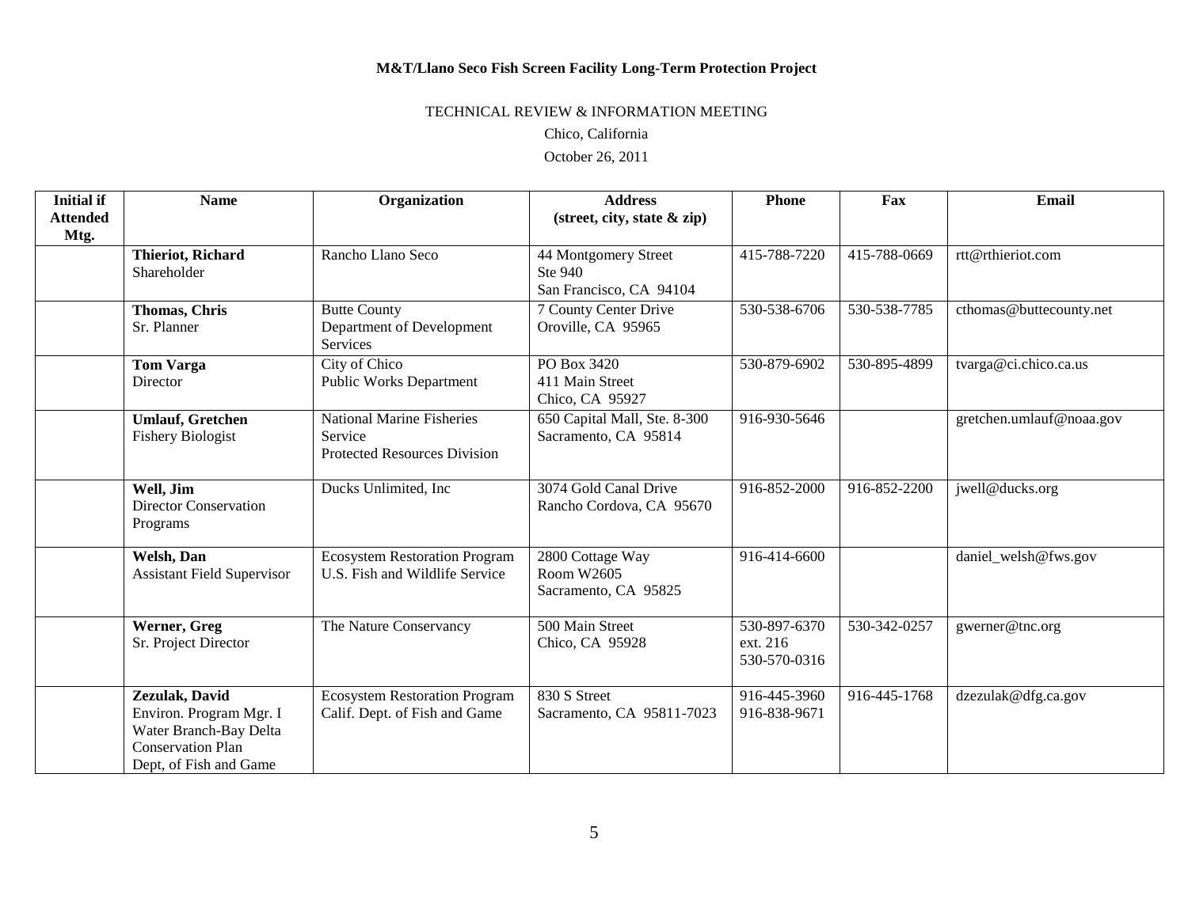**M&T/Llano Seco Fish Screen Facility Long-Term Protection Project**

TECHNICAL REVIEW & INFORMATION MEETING

Chico, California

October 26, 2011

| Initial if Attended Mtg. | Name | Organization | Address (street, city, state & zip) | Phone | Fax | Email |
|---|---|---|---|---|---|---|
| | **Thieriot, Richard**<br>Shareholder | Rancho Llano Seco | 44 Montgomery Street<br>Ste 940<br>San Francisco, CA 94104 | 415-788-7220 | 415-788-0669 | rtt@rthieriot.com |
| | **Thomas, Chris**<br>Sr. Planner | Butte County<br>Department of Development Services | 7 County Center Drive<br>Oroville, CA 95965 | 530-538-6706 | 530-538-7785 | cthomas@buttecounty.net |
| | **Tom Varga**<br>Director | City of Chico<br>Public Works Department | PO Box 3420<br>411 Main Street<br>Chico, CA 95927 | 530-879-6902 | 530-895-4899 | tvarga@ci.chico.ca.us |
| | **Umlauf, Gretchen**<br>Fishery Biologist | National Marine Fisheries Service<br>Protected Resources Division | 650 Capital Mall, Ste. 8-300<br>Sacramento, CA 95814 | 916-930-5646 | | gretchen.umlauf@noaa.gov |
| | **Well, Jim**<br>Director Conservation Programs | Ducks Unlimited, Inc | 3074 Gold Canal Drive<br>Rancho Cordova, CA 95670 | 916-852-2000 | 916-852-2200 | jwell@ducks.org |
| | **Welsh, Dan**<br>Assistant Field Supervisor | Ecosystem Restoration Program<br>U.S. Fish and Wildlife Service | 2800 Cottage Way<br>Room W2605<br>Sacramento, CA 95825 | 916-414-6600 | | daniel_welsh@fws.gov |
| | **Werner, Greg**<br>Sr. Project Director | The Nature Conservancy | 500 Main Street<br>Chico, CA 95928 | 530-897-6370 ext. 216<br>530-570-0316 | 530-342-0257 | gwerner@tnc.org |
| | **Zezulak, David**<br>Environ. Program Mgr. I<br>Water Branch-Bay Delta Conservation Plan<br>Dept, of Fish and Game | Ecosystem Restoration Program<br>Calif. Dept. of Fish and Game | 830 S Street<br>Sacramento, CA 95811-7023 | 916-445-3960<br>916-838-9671 | 916-445-1768 | dzezulak@dfg.ca.gov |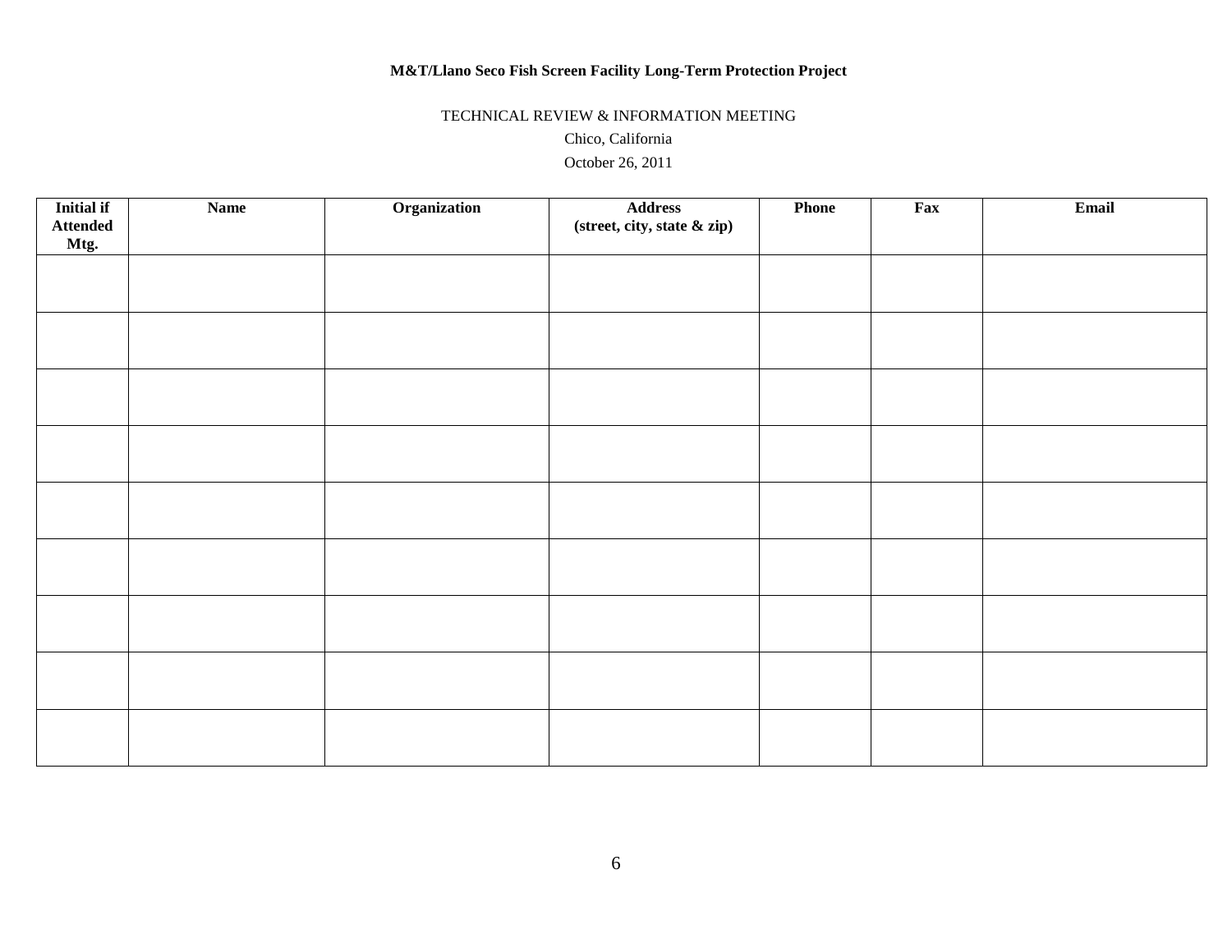**M&T/Llano Seco Fish Screen Facility Long-Term Protection Project**

TECHNICAL REVIEW & INFORMATION MEETING

Chico, California

October 26, 2011

| Initial if Attended Mtg. | Name | Organization | Address (street, city, state & zip) | Phone | Fax | Email |
|---|---|---|---|---|---|---|
| | | | | | | |
| | | | | | | |
| | | | | | | |
| | | | | | | |
| | | | | | | |
| | | | | | | |
| | | | | | | |
| | | | | | | |
| | | | | | | |